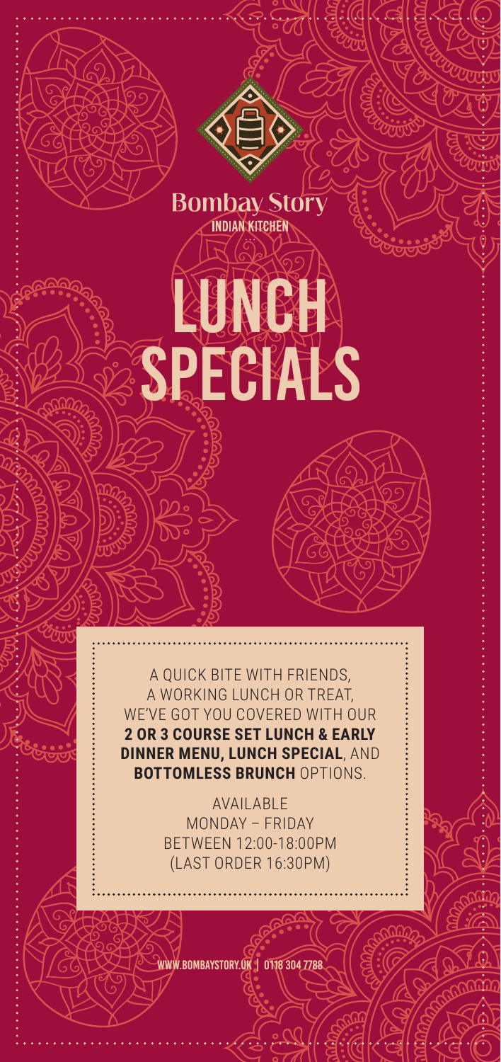Bombay Story

INDIAN KITCHEN

# LUNCH SPECIALS

A QUICK BITE WITH FRIENDS, A WORKING LUNCH OR TREAT, WE'VE GOT YOU COVERED WITH OUR **2 OR 3 COURSE SET LUNCH & EARLY DINNER MENU, LUNCH SPECIAL**, AND **BOTTOMLESS BRUNCH** OPTIONS.

AVAILABLE
MONDAY – FRIDAY
BETWEEN 12:00-18:00PM
(LAST ORDER 16:30PM)

WWW.BOMBAYSTORY.UK | 0118 304 7788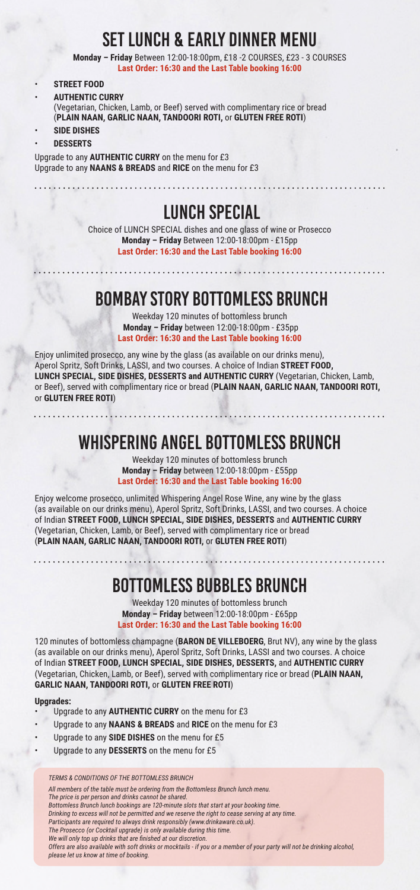# SET LUNCH & EARLY DINNER MENU

**Monday – Friday** Between 12:00-18:00pm, £18 -2 COURSES, £23 - 3 COURSES
**Last Order: 16:30 and the Last Table booking 16:00**

- **STREET FOOD**
- **AUTHENTIC CURRY**
  (Vegetarian, Chicken, Lamb, or Beef) served with complimentary rice or bread (**PLAIN NAAN, GARLIC NAAN, TANDOORI ROTI,** or **GLUTEN FREE ROTI**)
- **SIDE DISHES**
- **DESSERTS**

Upgrade to any **AUTHENTIC CURRY** on the menu for £3
Upgrade to any **NAANS & BREADS** and **RICE** on the menu for £3

# LUNCH SPECIAL

Choice of LUNCH SPECIAL dishes and one glass of wine or Prosecco
**Monday – Friday** Between 12:00-18:00pm - £15pp
**Last Order: 16:30 and the Last Table booking 16:00**

# BOMBAY STORY BOTTOMLESS BRUNCH

Weekday 120 minutes of bottomless brunch
**Monday – Friday** between 12:00-18:00pm - £35pp
**Last Order: 16:30 and the Last Table booking 16:00**

Enjoy unlimited prosecco, any wine by the glass (as available on our drinks menu), Aperol Spritz, Soft Drinks, LASSI, and two courses. A choice of Indian **STREET FOOD, LUNCH SPECIAL, SIDE DISHES, DESSERTS and AUTHENTIC CURRY** (Vegetarian, Chicken, Lamb, or Beef), served with complimentary rice or bread (**PLAIN NAAN, GARLIC NAAN, TANDOORI ROTI,** or **GLUTEN FREE ROTI**)

# WHISPERING ANGEL BOTTOMLESS BRUNCH

Weekday 120 minutes of bottomless brunch
**Monday – Friday** between 12:00-18:00pm - £55pp
**Last Order: 16:30 and the Last Table booking 16:00**

Enjoy welcome prosecco, unlimited Whispering Angel Rose Wine, any wine by the glass (as available on our drinks menu), Aperol Spritz, Soft Drinks, LASSI, and two courses. A choice of Indian **STREET FOOD, LUNCH SPECIAL, SIDE DISHES, DESSERTS** and **AUTHENTIC CURRY** (Vegetarian, Chicken, Lamb, or Beef), served with complimentary rice or bread (**PLAIN NAAN, GARLIC NAAN, TANDOORI ROTI,** or **GLUTEN FREE ROTI**)

# BOTTOMLESS BUBBLES BRUNCH

Weekday 120 minutes of bottomless brunch
**Monday – Friday** between 12:00-18:00pm - £65pp
**Last Order: 16:30 and the Last Table booking 16:00**

120 minutes of bottomless champagne (**BARON DE VILLEBOERG**, Brut NV), any wine by the glass (as available on our drinks menu), Aperol Spritz, Soft Drinks, LASSI and two courses. A choice of Indian **STREET FOOD, LUNCH SPECIAL, SIDE DISHES, DESSERTS,** and **AUTHENTIC CURRY** (Vegetarian, Chicken, Lamb, or Beef), served with complimentary rice or bread (**PLAIN NAAN, GARLIC NAAN, TANDOORI ROTI,** or **GLUTEN FREE ROTI**)

**Upgrades:**

- Upgrade to any **AUTHENTIC CURRY** on the menu for £3
- Upgrade to any **NAANS & BREADS** and **RICE** on the menu for £3
- Upgrade to any **SIDE DISHES** on the menu for £5
- Upgrade to any **DESSERTS** on the menu for £5

*TERMS & CONDITIONS OF THE BOTTOMLESS BRUNCH*

*All members of the table must be ordering from the Bottomless Brunch lunch menu.*
*The price is per person and drinks cannot be shared.*
*Bottomless Brunch lunch bookings are 120-minute slots that start at your booking time.*
*Drinking to excess will not be permitted and we reserve the right to cease serving at any time.*
*Participants are required to always drink responsibly (www.drinkaware.co.uk).*
*The Prosecco (or Cocktail upgrade) is only available during this time.*
*We will only top up drinks that are finished at our discretion.*
*Offers are also available with soft drinks or mocktails - if you or a member of your party will not be drinking alcohol, please let us know at time of booking.*